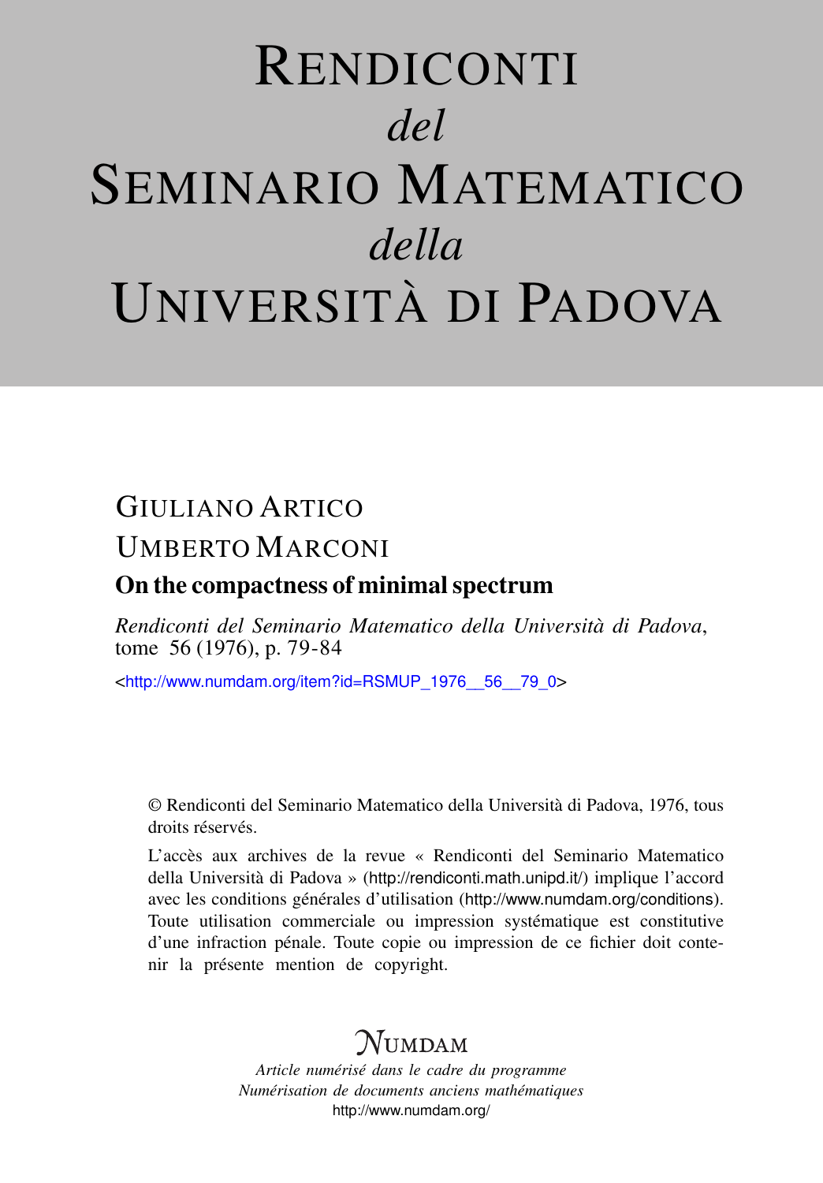# Rendiconti *del* Seminario Matematico *della* Università di Padova

GIULIANO ARTICO

UMBERTO MARCONI

## On the compactness of minimal spectrum

*Rendiconti del Seminario Matematico della Università di Padova*, tome 56 (1976), p. 79-84

<http://www.numdam.org/item?id=RSMUP_1976__56__79_0>

© Rendiconti del Seminario Matematico della Università di Padova, 1976, tous droits réservés.

L'accès aux archives de la revue « Rendiconti del Seminario Matematico della Università di Padova » (http://rendiconti.math.unipd.it/) implique l'accord avec les conditions générales d'utilisation (http://www.numdam.org/conditions). Toute utilisation commerciale ou impression systématique est constitutive d'une infraction pénale. Toute copie ou impression de ce fichier doit contenir la présente mention de copyright.

NUMDAM

*Article numérisé dans le cadre du programme*
*Numérisation de documents anciens mathématiques*
http://www.numdam.org/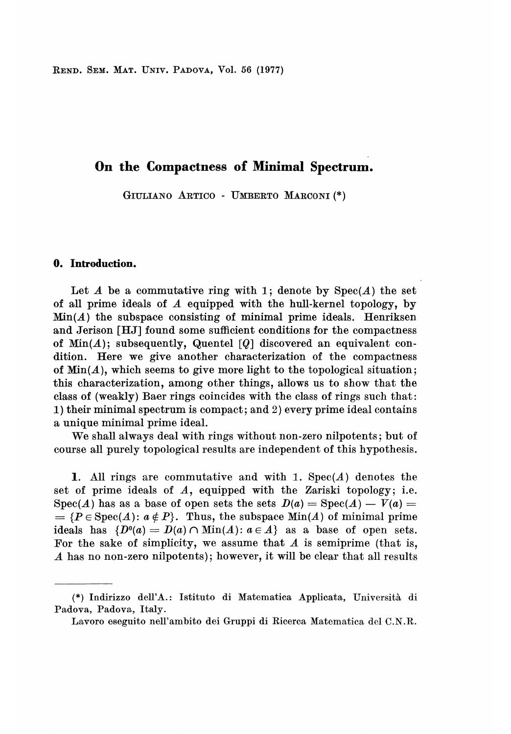REND. SEM. MAT. UNIV. PADOVA, Vol. 56 (1977)

# On the Compactness of Minimal Spectrum.

GIULIANO ARTICO - UMBERTO MARCONI (*)

## 0. Introduction.

Let $A$ be a commutative ring with 1; denote by $\mathrm{Spec}(A)$ the set of all prime ideals of $A$ equipped with the hull-kernel topology, by $\mathrm{Min}(A)$ the subspace consisting of minimal prime ideals. Henriksen and Jerison [HJ] found some sufficient conditions for the compactness of $\mathrm{Min}(A)$; subsequently, Quentel [Q] discovered an equivalent condition. Here we give another characterization of the compactness of $\mathrm{Min}(A)$, which seems to give more light to the topological situation; this characterization, among other things, allows us to show that the class of (weakly) Baer rings coincides with the class of rings such that: 1) their minimal spectrum is compact; and 2) every prime ideal contains a unique minimal prime ideal.

We shall always deal with rings without non-zero nilpotents; but of course all purely topological results are independent of this hypothesis.

**1.** All rings are commutative and with 1. $\mathrm{Spec}(A)$ denotes the set of prime ideals of $A$, equipped with the Zariski topology; i.e. $\mathrm{Spec}(A)$ has as a base of open sets the sets $D(a) = \mathrm{Spec}(A) - V(a) = \{P \in \mathrm{Spec}(A) \colon a \notin P\}$. Thus, the subspace $\mathrm{Min}(A)$ of minimal prime ideals has $\{D^0(a) = D(a) \cap \mathrm{Min}(A) \colon a \in A\}$ as a base of open sets. For the sake of simplicity, we assume that $A$ is semiprime (that is, $A$ has no non-zero nilpotents); however, it will be clear that all results

---

(*) Indirizzo dell'A.: Istituto di Matematica Applicata, Università di Padova, Padova, Italy.

Lavoro eseguito nell'ambito dei Gruppi di Ricerca Matematica del C.N.R.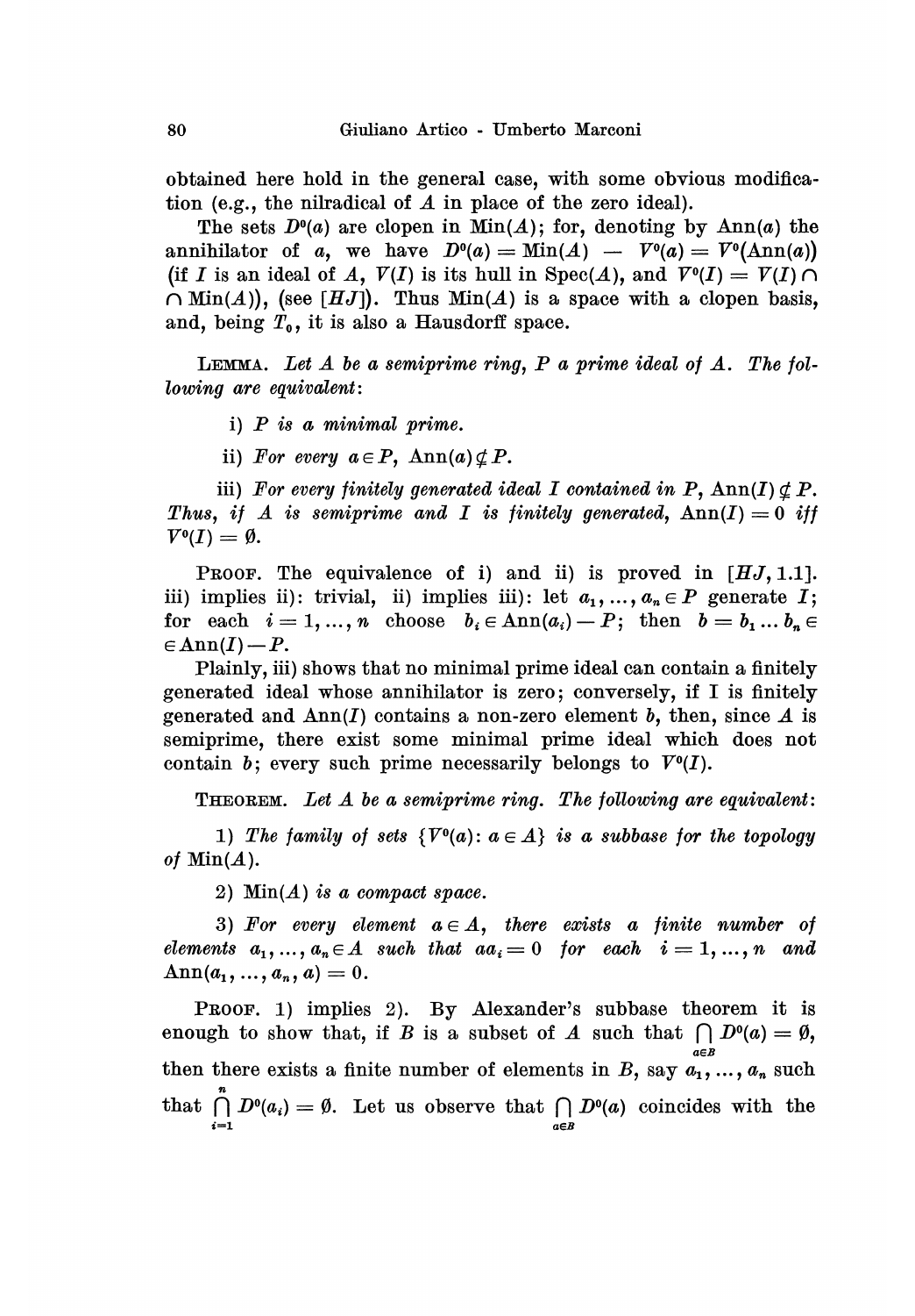obtained here hold in the general case, with some obvious modification (e.g., the nilradical of $A$ in place of the zero ideal).

The sets $D^0(a)$ are clopen in $\mathrm{Min}(A)$; for, denoting by $\mathrm{Ann}(a)$ the annihilator of $a$, we have $D^0(a) = \mathrm{Min}(A) - V^0(a) = V^0(\mathrm{Ann}(a))$ (if $I$ is an ideal of $A$, $V(I)$ is its hull in $\mathrm{Spec}(A)$, and $V^0(I) = V(I) \cap \mathrm{Min}(A)$), (see [*HJ*]). Thus $\mathrm{Min}(A)$ is a space with a clopen basis, and, being $T_0$, it is also a Hausdorff space.

LEMMA. *Let $A$ be a semiprime ring, $P$ a prime ideal of $A$. The following are equivalent:*

i) *$P$ is a minimal prime.*

ii) *For every $a \in P$, $\mathrm{Ann}(a) \not\subseteq P$.*

iii) *For every finitely generated ideal $I$ contained in $P$, $\mathrm{Ann}(I) \not\subseteq P$. Thus, if $A$ is semiprime and $I$ is finitely generated, $\mathrm{Ann}(I) = 0$ iff $V^0(I) = \emptyset$.*

PROOF. The equivalence of i) and ii) is proved in [*HJ*, 1.1]. iii) implies ii): trivial, ii) implies iii): let $a_1, \ldots, a_n \in P$ generate $I$; for each $i = 1, \ldots, n$ choose $b_i \in \mathrm{Ann}(a_i) - P$; then $b = b_1 \ldots b_n \in \mathrm{Ann}(I) - P$.

Plainly, iii) shows that no minimal prime ideal can contain a finitely generated ideal whose annihilator is zero; conversely, if I is finitely generated and $\mathrm{Ann}(I)$ contains a non-zero element $b$, then, since $A$ is semiprime, there exist some minimal prime ideal which does not contain $b$; every such prime necessarily belongs to $V^0(I)$.

THEOREM. *Let $A$ be a semiprime ring. The following are equivalent:*

1) *The family of sets $\{V^0(a) : a \in A\}$ is a subbase for the topology of $\mathrm{Min}(A)$.*

2) *$\mathrm{Min}(A)$ is a compact space.*

3) *For every element $a \in A$, there exists a finite number of elements $a_1, \ldots, a_n \in A$ such that $aa_i = 0$ for each $i = 1, \ldots, n$ and $\mathrm{Ann}(a_1, \ldots, a_n, a) = 0$.*

PROOF. 1) implies 2). By Alexander's subbase theorem it is enough to show that, if $B$ is a subset of $A$ such that $\bigcap_{a \in B} D^0(a) = \emptyset$, then there exists a finite number of elements in $B$, say $a_1, \ldots, a_n$ such that $\bigcap_{i=1}^{n} D^0(a_i) = \emptyset$. Let us observe that $\bigcap_{a \in B} D^0(a)$ coincides with the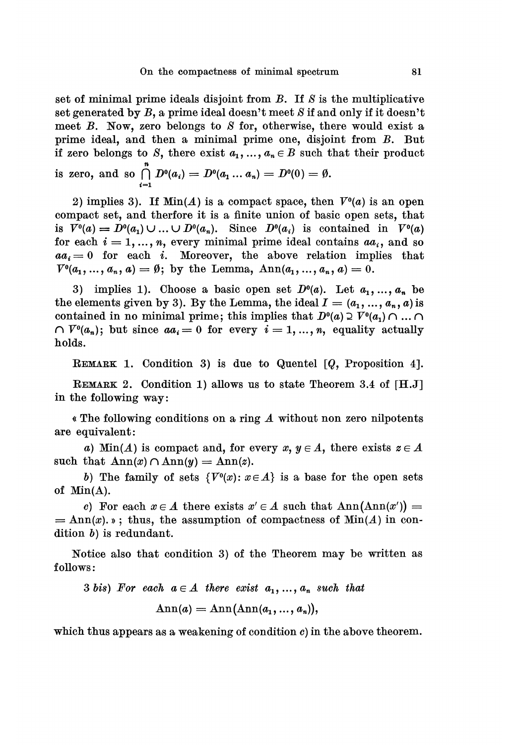set of minimal prime ideals disjoint from $B$. If $S$ is the multiplicative set generated by $B$, a prime ideal doesn't meet $S$ if and only if it doesn't meet $B$. Now, zero belongs to $S$ for, otherwise, there would exist a prime ideal, and then a minimal prime one, disjoint from $B$. But if zero belongs to $S$, there exist $a_1, \dots, a_n \in B$ such that their product is zero, and so $\bigcap_{i=1}^{n} D^0(a_i) = D^0(a_1 \dots a_n) = D^0(0) = \emptyset$.

2) implies 3). If $\mathrm{Min}(A)$ is a compact space, then $V^0(a)$ is an open compact set, and therfore it is a finite union of basic open sets, that is $V^0(a) = D^0(a_1) \cup \dots \cup D^0(a_n)$. Since $D^0(a_i)$ is contained in $V^0(a)$ for each $i = 1, \dots, n$, every minimal prime ideal contains $aa_i$, and so $aa_i = 0$ for each $i$. Moreover, the above relation implies that $V^0(a_1, \dots, a_n, a) = \emptyset$; by the Lemma, $\mathrm{Ann}(a_1, \dots, a_n, a) = 0$.

3) implies 1). Choose a basic open set $D^0(a)$. Let $a_1, \dots, a_n$ be the elements given by 3). By the Lemma, the ideal $I = (a_1, \dots, a_n, a)$ is contained in no minimal prime; this implies that $D^0(a) \supseteq V^0(a_1) \cap \dots \cap V^0(a_n)$; but since $aa_i = 0$ for every $i = 1, \dots, n$, equality actually holds.

REMARK 1. Condition 3) is due to Quentel [$Q$, Proposition 4].

REMARK 2. Condition 1) allows us to state Theorem 3.4 of [H.J] in the following way:

« The following conditions on a ring $A$ without non zero nilpotents are equivalent:

*a*) $\mathrm{Min}(A)$ is compact and, for every $x, y \in A$, there exists $z \in A$ such that $\mathrm{Ann}(x) \cap \mathrm{Ann}(y) = \mathrm{Ann}(z)$.

*b*) The family of sets $\{V^0(x) : x \in A\}$ is a base for the open sets of $\mathrm{Min}(A)$.

*c*) For each $x \in A$ there exists $x' \in A$ such that $\mathrm{Ann}(\mathrm{Ann}(x')) = \mathrm{Ann}(x)$. »; thus, the assumption of compactness of $\mathrm{Min}(A)$ in condition *b*) is redundant.

Notice also that condition 3) of the Theorem may be written as follows:

3 *bis*) *For each* $a \in A$ *there exist* $a_1, \dots, a_n$ *such that*

$$\mathrm{Ann}(a) = \mathrm{Ann}(\mathrm{Ann}(a_1, \dots, a_n)),$$

which thus appears as a weakening of condition *c*) in the above theorem.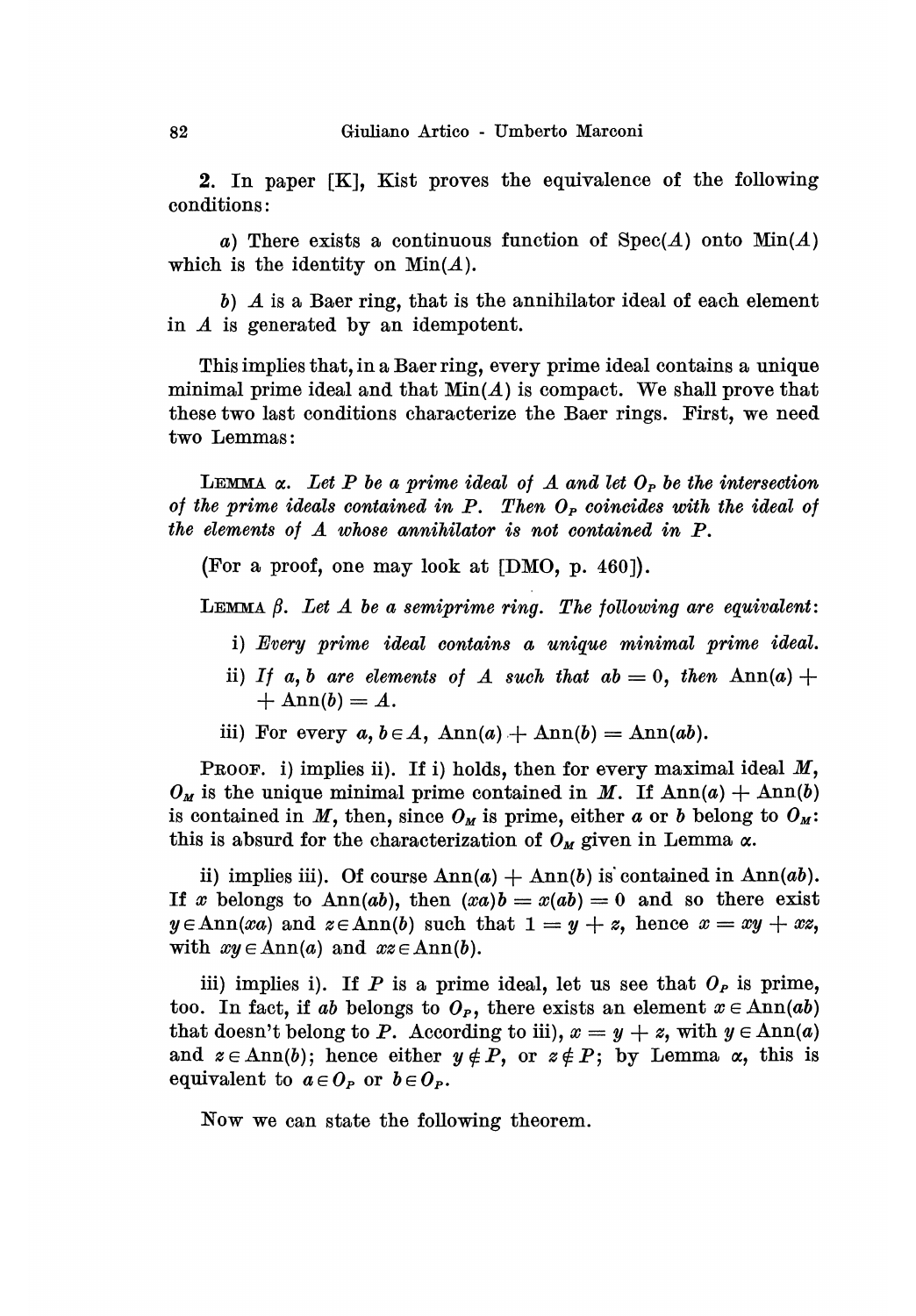**2.** In paper [K], Kist proves the equivalence of the following conditions:

*a*) There exists a continuous function of $\operatorname{Spec}(A)$ onto $\operatorname{Min}(A)$ which is the identity on $\operatorname{Min}(A)$.

*b*) $A$ is a Baer ring, that is the annihilator ideal of each element in $A$ is generated by an idempotent.

This implies that, in a Baer ring, every prime ideal contains a unique minimal prime ideal and that $\operatorname{Min}(A)$ is compact. We shall prove that these two last conditions characterize the Baer rings. First, we need two Lemmas:

LEMMA $\alpha$. *Let $P$ be a prime ideal of $A$ and let $O_P$ be the intersection of the prime ideals contained in $P$. Then $O_P$ coincides with the ideal of the elements of $A$ whose annihilator is not contained in $P$.*

(For a proof, one may look at [DMO, p. 460]).

LEMMA $\beta$. *Let $A$ be a semiprime ring. The following are equivalent*:

i) *Every prime ideal contains a unique minimal prime ideal.*

ii) *If $a, b$ are elements of $A$ such that $ab = 0$, then* $\operatorname{Ann}(a) + \operatorname{Ann}(b) = A$.

iii) For every $a, b \in A$, $\operatorname{Ann}(a) + \operatorname{Ann}(b) = \operatorname{Ann}(ab)$.

PROOF. i) implies ii). If i) holds, then for every maximal ideal $M$, $O_M$ is the unique minimal prime contained in $M$. If $\operatorname{Ann}(a) + \operatorname{Ann}(b)$ is contained in $M$, then, since $O_M$ is prime, either $a$ or $b$ belong to $O_M$: this is absurd for the characterization of $O_M$ given in Lemma $\alpha$.

ii) implies iii). Of course $\operatorname{Ann}(a) + \operatorname{Ann}(b)$ is contained in $\operatorname{Ann}(ab)$. If $x$ belongs to $\operatorname{Ann}(ab)$, then $(xa)b = x(ab) = 0$ and so there exist $y \in \operatorname{Ann}(xa)$ and $z \in \operatorname{Ann}(b)$ such that $1 = y + z$, hence $x = xy + xz$, with $xy \in \operatorname{Ann}(a)$ and $xz \in \operatorname{Ann}(b)$.

iii) implies i). If $P$ is a prime ideal, let us see that $O_P$ is prime, too. In fact, if $ab$ belongs to $O_P$, there exists an element $x \in \operatorname{Ann}(ab)$ that doesn't belong to $P$. According to iii), $x = y + z$, with $y \in \operatorname{Ann}(a)$ and $z \in \operatorname{Ann}(b)$; hence either $y \notin P$, or $z \notin P$; by Lemma $\alpha$, this is equivalent to $a \in O_P$ or $b \in O_P$.

Now we can state the following theorem.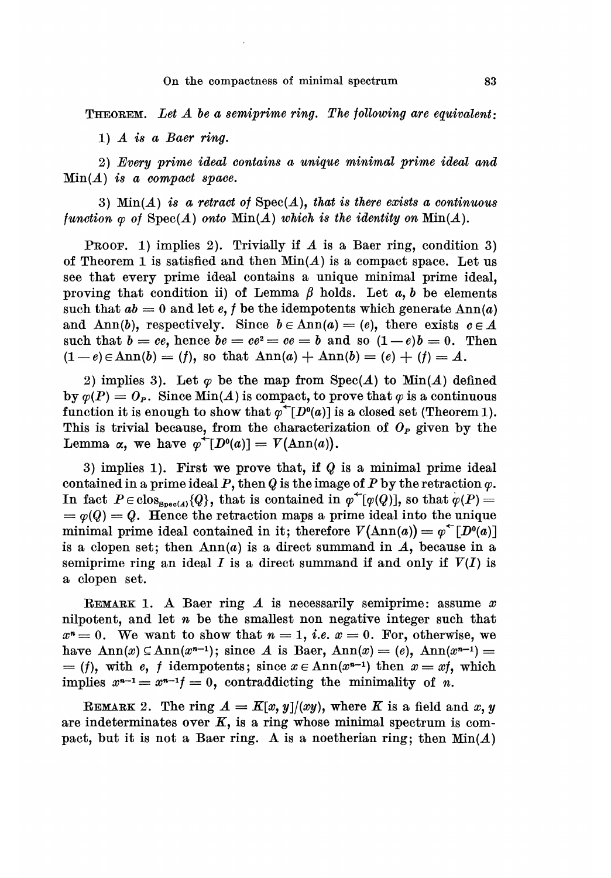**THEOREM.** *Let $A$ be a semiprime ring. The following are equivalent:*

*1) $A$ is a Baer ring.*

*2) Every prime ideal contains a unique minimal prime ideal and $\operatorname{Min}(A)$ is a compact space.*

*3) $\operatorname{Min}(A)$ is a retract of $\operatorname{Spec}(A)$, that is there exists a continuous function $\varphi$ of $\operatorname{Spec}(A)$ onto $\operatorname{Min}(A)$ which is the identity on $\operatorname{Min}(A)$.*

PROOF. 1) implies 2). Trivially if $A$ is a Baer ring, condition 3) of Theorem 1 is satisfied and then $\operatorname{Min}(A)$ is a compact space. Let us see that every prime ideal contains a unique minimal prime ideal, proving that condition ii) of Lemma $\beta$ holds. Let $a, b$ be elements such that $ab = 0$ and let $e, f$ be the idempotents which generate $\operatorname{Ann}(a)$ and $\operatorname{Ann}(b)$, respectively. Since $b \in \operatorname{Ann}(a) = (e)$, there exists $c \in A$ such that $b = ce$, hence $be = ce^2 = ce = b$ and so $(1-e)b = 0$. Then $(1-e) \in \operatorname{Ann}(b) = (f)$, so that $\operatorname{Ann}(a) + \operatorname{Ann}(b) = (e) + (f) = A$.

2) implies 3). Let $\varphi$ be the map from $\operatorname{Spec}(A)$ to $\operatorname{Min}(A)$ defined by $\varphi(P) = O_P$. Since $\operatorname{Min}(A)$ is compact, to prove that $\varphi$ is a continuous function it is enough to show that $\varphi^{\leftarrow}[D^0(a)]$ is a closed set (Theorem 1). This is trivial because, from the characterization of $O_P$ given by the Lemma $\alpha$, we have $\varphi^{\leftarrow}[D^0(a)] = V(\operatorname{Ann}(a))$.

3) implies 1). First we prove that, if $Q$ is a minimal prime ideal contained in a prime ideal $P$, then $Q$ is the image of $P$ by the retraction $\varphi$. In fact $P \in \operatorname{clos}_{\operatorname{Spec}(A)}\{Q\}$, that is contained in $\varphi^{\leftarrow}[\varphi(Q)]$, so that $\varphi(P) = \varphi(Q) = Q$. Hence the retraction maps a prime ideal into the unique minimal prime ideal contained in it; therefore $V(\operatorname{Ann}(a)) = \varphi^{\leftarrow}[D^0(a)]$ is a clopen set; then $\operatorname{Ann}(a)$ is a direct summand in $A$, because in a semiprime ring an ideal $I$ is a direct summand if and only if $V(I)$ is a clopen set.

REMARK 1. A Baer ring $A$ is necessarily semiprime: assume $x$ nilpotent, and let $n$ be the smallest non negative integer such that $x^n = 0$. We want to show that $n = 1$, *i.e.* $x = 0$. For, otherwise, we have $\operatorname{Ann}(x) \subseteq \operatorname{Ann}(x^{n-1})$; since $A$ is Baer, $\operatorname{Ann}(x) = (e)$, $\operatorname{Ann}(x^{n-1}) = (f)$, with $e$, $f$ idempotents; since $x \in \operatorname{Ann}(x^{n-1})$ then $x = xf$, which implies $x^{n-1} = x^{n-1}f = 0$, contraddicting the minimality of $n$.

REMARK 2. The ring $A = K[x, y]/(xy)$, where $K$ is a field and $x, y$ are indeterminates over $K$, is a ring whose minimal spectrum is compact, but it is not a Baer ring. A is a noetherian ring; then $\operatorname{Min}(A)$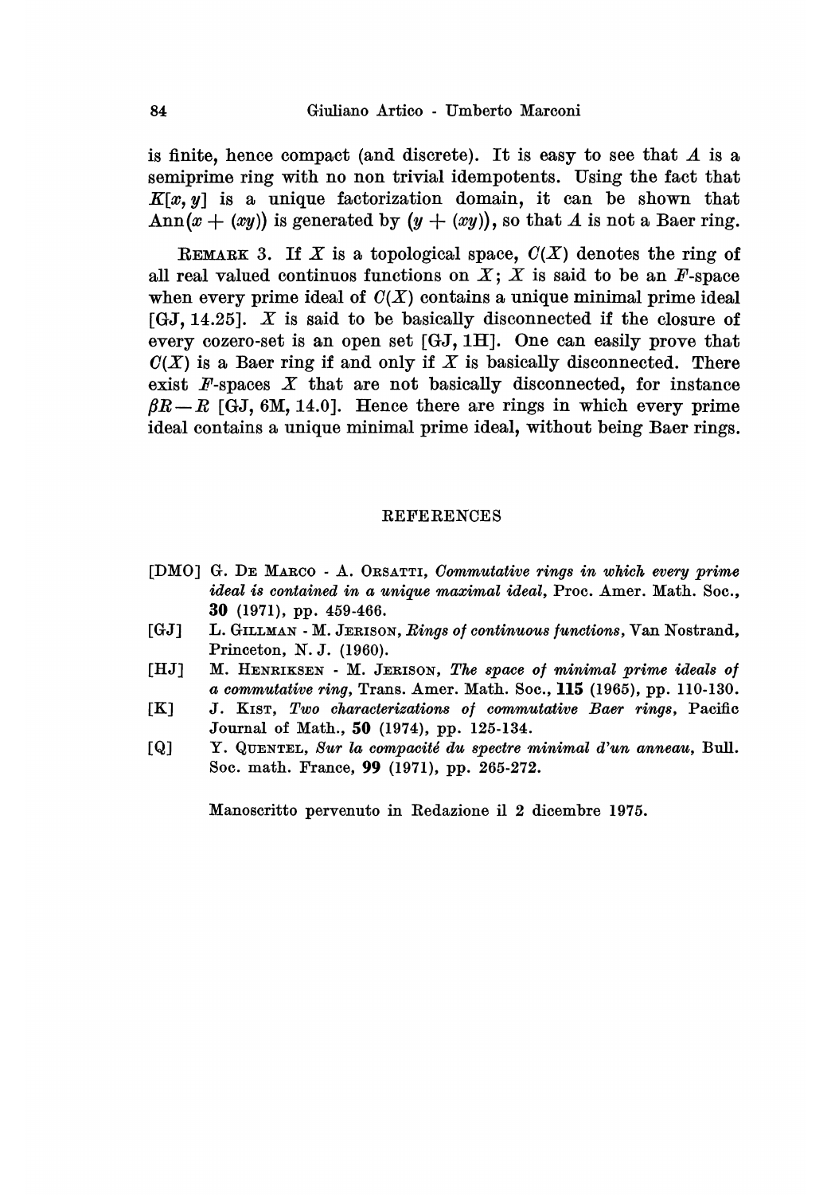is finite, hence compact (and discrete). It is easy to see that $A$ is a semiprime ring with no non trivial idempotents. Using the fact that $K[x, y]$ is a unique factorization domain, it can be shown that $\mathrm{Ann}(x + (xy))$ is generated by $(y + (xy))$, so that $A$ is not a Baer ring.

REMARK 3. If $X$ is a topological space, $C(X)$ denotes the ring of all real valued continuos functions on $X$; $X$ is said to be an $F$-space when every prime ideal of $C(X)$ contains a unique minimal prime ideal [GJ, 14.25]. $X$ is said to be basically disconnected if the closure of every cozero-set is an open set [GJ, 1H]. One can easily prove that $C(X)$ is a Baer ring if and only if $X$ is basically disconnected. There exist $F$-spaces $X$ that are not basically disconnected, for instance $\beta R - R$ [GJ, 6M, 14.0]. Hence there are rings in which every prime ideal contains a unique minimal prime ideal, without being Baer rings.

## REFERENCES

[DMO] G. DE MARCO - A. ORSATTI, *Commutative rings in which every prime ideal is contained in a unique maximal ideal*, Proc. Amer. Math. Soc., **30** (1971), pp. 459-466.

[GJ] L. GILLMAN - M. JERISON, *Rings of continuous functions*, Van Nostrand, Princeton, N. J. (1960).

[HJ] M. HENRIKSEN - M. JERISON, *The space of minimal prime ideals of a commutative ring*, Trans. Amer. Math. Soc., **115** (1965), pp. 110-130.

[K] J. KIST, *Two characterizations of commutative Baer rings*, Pacific Journal of Math., **50** (1974), pp. 125-134.

[Q] Y. QUENTEL, *Sur la compacité du spectre minimal d'un anneau*, Bull. Soc. math. France, **99** (1971), pp. 265-272.

Manoscritto pervenuto in Redazione il 2 dicembre 1975.